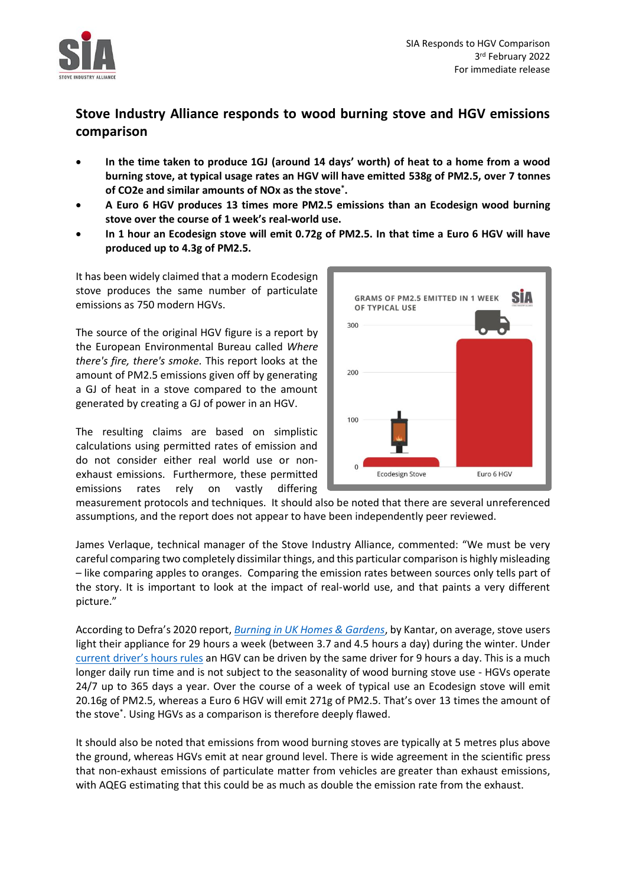SIA Responds to HGV Comparison
3rd February 2022
For immediate release

## Stove Industry Alliance responds to wood burning stove and HGV emissions comparison

- **In the time taken to produce 1GJ (around 14 days' worth) of heat to a home from a wood burning stove, at typical usage rates an HGV will have emitted 538g of PM2.5, over 7 tonnes of CO2e and similar amounts of NOx as the stove*.**
- **A Euro 6 HGV produces 13 times more PM2.5 emissions than an Ecodesign wood burning stove over the course of 1 week's real-world use.**
- **In 1 hour an Ecodesign stove will emit 0.72g of PM2.5. In that time a Euro 6 HGV will have produced up to 4.3g of PM2.5.**

It has been widely claimed that a modern Ecodesign stove produces the same number of particulate emissions as 750 modern HGVs.

The source of the original HGV figure is a report by the European Environmental Bureau called *Where there's fire, there's smoke*. This report looks at the amount of PM2.5 emissions given off by generating a GJ of heat in a stove compared to the amount generated by creating a GJ of power in an HGV.

The resulting claims are based on simplistic calculations using permitted rates of emission and do not consider either real world use or non-exhaust emissions. Furthermore, these permitted emissions rates rely on vastly differing measurement protocols and techniques. It should also be noted that there are several unreferenced assumptions, and the report does not appear to have been independently peer reviewed.

GRAMS OF PM2.5 EMITTED IN 1 WEEK OF TYPICAL USE

| | Ecodesign Stove | Euro 6 HGV |
|---|---|---|
| Grams of PM2.5 | ~20 | ~271 |

James Verlaque, technical manager of the Stove Industry Alliance, commented: "We must be very careful comparing two completely dissimilar things, and this particular comparison is highly misleading – like comparing apples to oranges. Comparing the emission rates between sources only tells part of the story. It is important to look at the impact of real-world use, and that paints a very different picture."

According to Defra's 2020 report, *Burning in UK Homes & Gardens*, by Kantar, on average, stove users light their appliance for 29 hours a week (between 3.7 and 4.5 hours a day) during the winter. Under current driver's hours rules an HGV can be driven by the same driver for 9 hours a day. This is a much longer daily run time and is not subject to the seasonality of wood burning stove use - HGVs operate 24/7 up to 365 days a year. Over the course of a week of typical use an Ecodesign stove will emit 20.16g of PM2.5, whereas a Euro 6 HGV will emit 271g of PM2.5. That's over 13 times the amount of the stove*. Using HGVs as a comparison is therefore deeply flawed.

It should also be noted that emissions from wood burning stoves are typically at 5 metres plus above the ground, whereas HGVs emit at near ground level. There is wide agreement in the scientific press that non-exhaust emissions of particulate matter from vehicles are greater than exhaust emissions, with AQEG estimating that this could be as much as double the emission rate from the exhaust.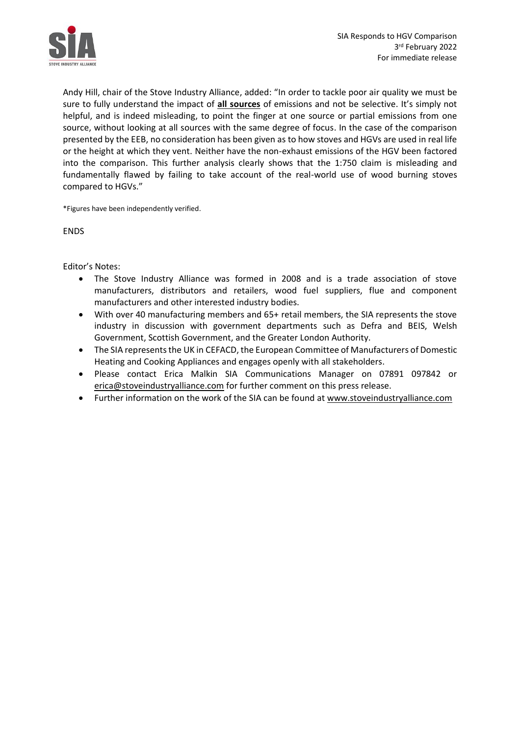Andy Hill, chair of the Stove Industry Alliance, added: "In order to tackle poor air quality we must be sure to fully understand the impact of **all sources** of emissions and not be selective. It's simply not helpful, and is indeed misleading, to point the finger at one source or partial emissions from one source, without looking at all sources with the same degree of focus. In the case of the comparison presented by the EEB, no consideration has been given as to how stoves and HGVs are used in real life or the height at which they vent. Neither have the non-exhaust emissions of the HGV been factored into the comparison. This further analysis clearly shows that the 1:750 claim is misleading and fundamentally flawed by failing to take account of the real-world use of wood burning stoves compared to HGVs."

*Figures have been independently verified.

ENDS

Editor's Notes:

- The Stove Industry Alliance was formed in 2008 and is a trade association of stove manufacturers, distributors and retailers, wood fuel suppliers, flue and component manufacturers and other interested industry bodies.
- With over 40 manufacturing members and 65+ retail members, the SIA represents the stove industry in discussion with government departments such as Defra and BEIS, Welsh Government, Scottish Government, and the Greater London Authority.
- The SIA represents the UK in CEFACD, the European Committee of Manufacturers of Domestic Heating and Cooking Appliances and engages openly with all stakeholders.
- Please contact Erica Malkin SIA Communications Manager on 07891 097842 or erica@stoveindustryalliance.com for further comment on this press release.
- Further information on the work of the SIA can be found at www.stoveindustryalliance.com